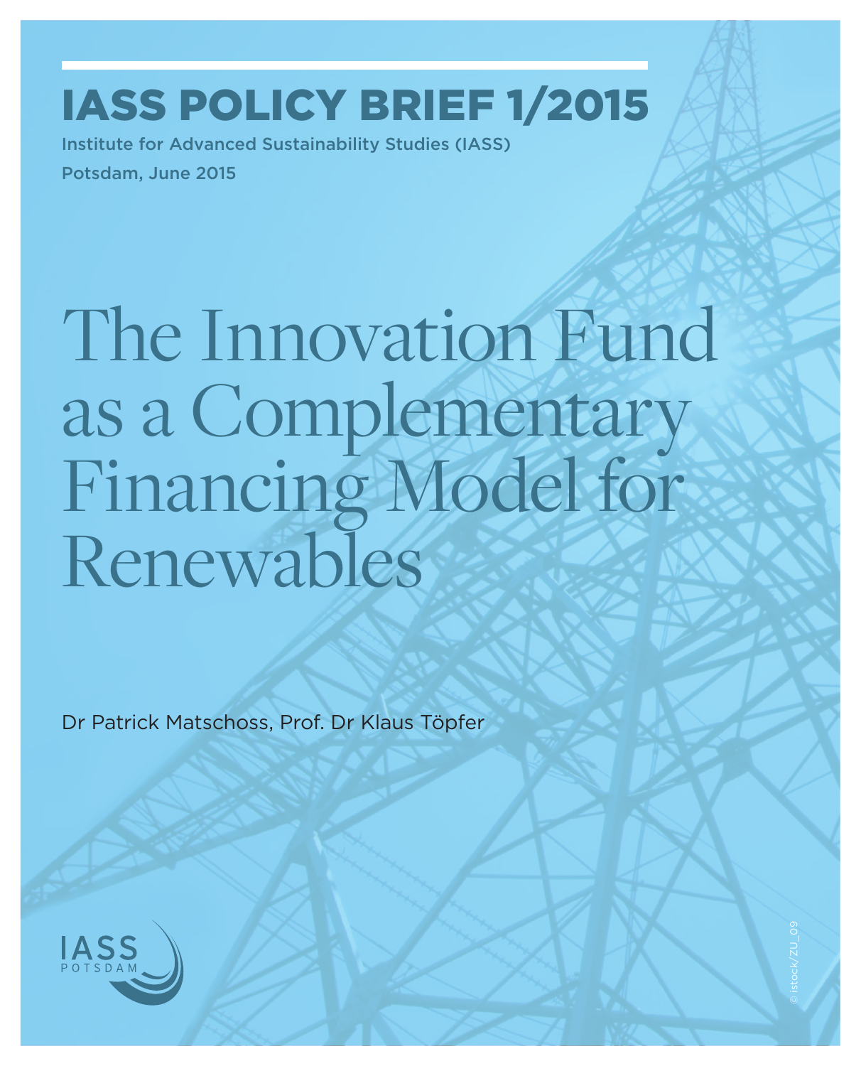# IASS POLICY BRIEF 1/2015

Institute for Advanced Sustainability Studies (IASS)

Potsdam, June 2015

# The Innovation Fund as a Complementary Financing Model for Renewables

Dr Patrick Matschoss, Prof. Dr Klaus Töpfer

IASS POTSDAM

© istock/ZU_09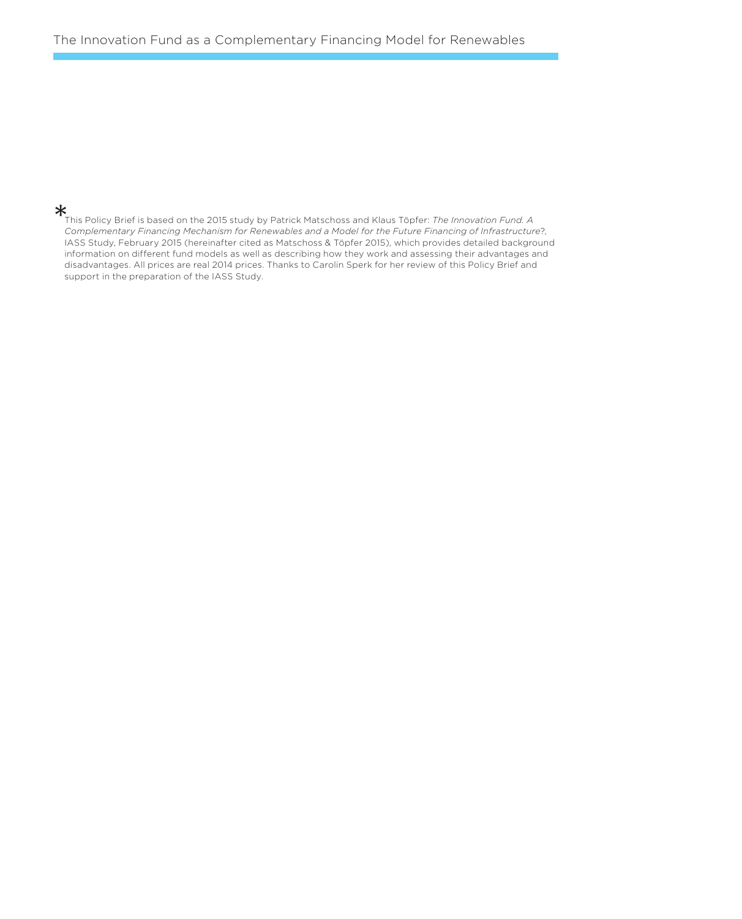* This Policy Brief is based on the 2015 study by Patrick Matschoss and Klaus Töpfer: *The Innovation Fund. A Complementary Financing Mechanism for Renewables and a Model for the Future Financing of Infrastructure*?, IASS Study, February 2015 (hereinafter cited as Matschoss & Töpfer 2015), which provides detailed background information on different fund models as well as describing how they work and assessing their advantages and disadvantages. All prices are real 2014 prices. Thanks to Carolin Sperk for her review of this Policy Brief and support in the preparation of the IASS Study.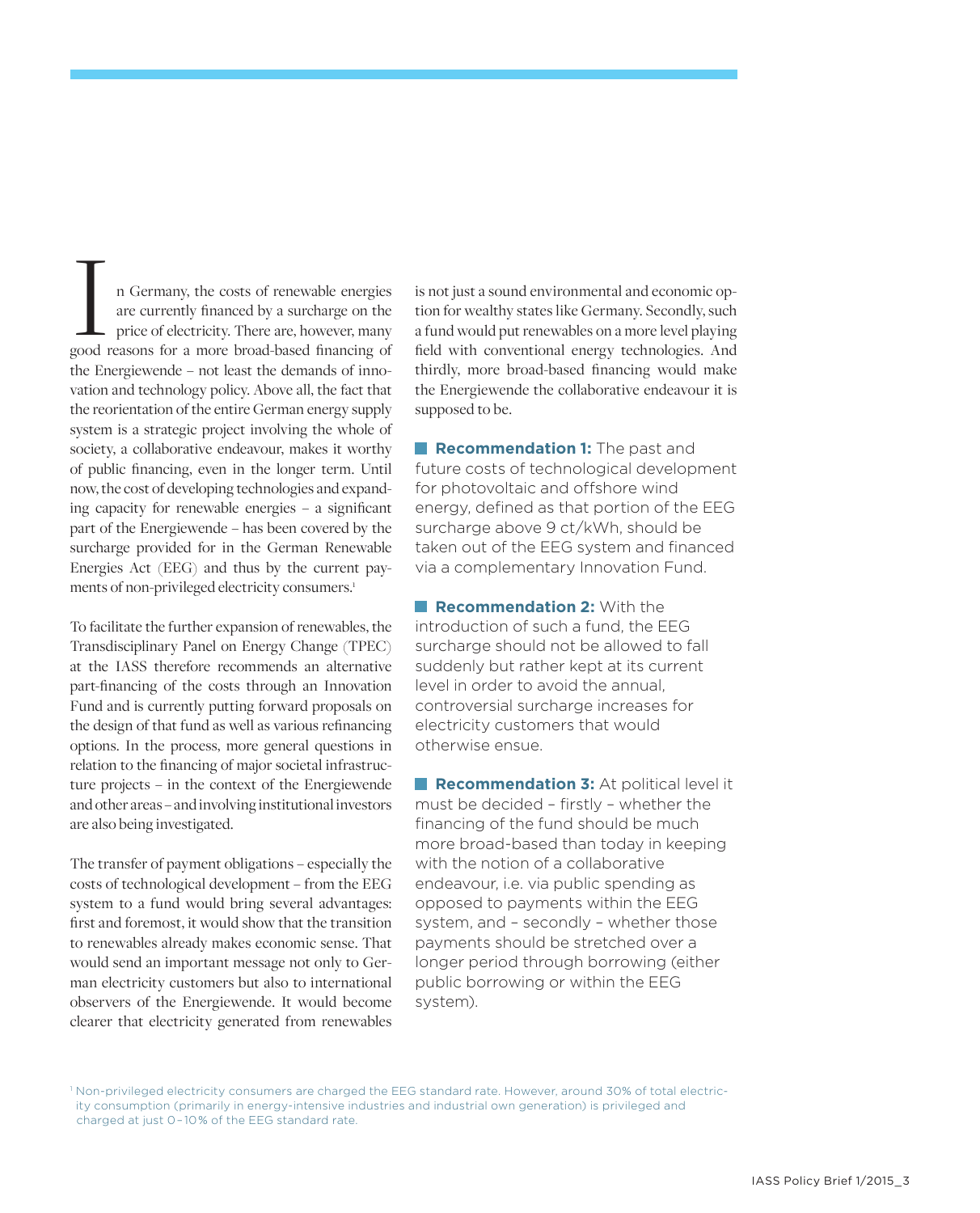In Germany, the costs of renewable energies are currently financed by a surcharge on the price of electricity. There are, however, many good reasons for a more broad-based financing of the Energiewende – not least the demands of innovation and technology policy. Above all, the fact that the reorientation of the entire German energy supply system is a strategic project involving the whole of society, a collaborative endeavour, makes it worthy of public financing, even in the longer term. Until now, the cost of developing technologies and expanding capacity for renewable energies – a significant part of the Energiewende – has been covered by the surcharge provided for in the German Renewable Energies Act (EEG) and thus by the current payments of non-privileged electricity consumers.[1]

To facilitate the further expansion of renewables, the Transdisciplinary Panel on Energy Change (TPEC) at the IASS therefore recommends an alternative part-financing of the costs through an Innovation Fund and is currently putting forward proposals on the design of that fund as well as various refinancing options. In the process, more general questions in relation to the financing of major societal infrastructure projects – in the context of the Energiewende and other areas – and involving institutional investors are also being investigated.

The transfer of payment obligations – especially the costs of technological development – from the EEG system to a fund would bring several advantages: first and foremost, it would show that the transition to renewables already makes economic sense. That would send an important message not only to German electricity customers but also to international observers of the Energiewende. It would become clearer that electricity generated from renewables is not just a sound environmental and economic option for wealthy states like Germany. Secondly, such a fund would put renewables on a more level playing field with conventional energy technologies. And thirdly, more broad-based financing would make the Energiewende the collaborative endeavour it is supposed to be.

**Recommendation 1:** The past and future costs of technological development for photovoltaic and offshore wind energy, defined as that portion of the EEG surcharge above 9 ct/kWh, should be taken out of the EEG system and financed via a complementary Innovation Fund.

**Recommendation 2:** With the introduction of such a fund, the EEG surcharge should not be allowed to fall suddenly but rather kept at its current level in order to avoid the annual, controversial surcharge increases for electricity customers that would otherwise ensue.

**Recommendation 3:** At political level it must be decided – firstly – whether the financing of the fund should be much more broad-based than today in keeping with the notion of a collaborative endeavour, i.e. via public spending as opposed to payments within the EEG system, and – secondly – whether those payments should be stretched over a longer period through borrowing (either public borrowing or within the EEG system).

[1] Non-privileged electricity consumers are charged the EEG standard rate. However, around 30% of total electricity consumption (primarily in energy-intensive industries and industrial own generation) is privileged and charged at just 0–10% of the EEG standard rate.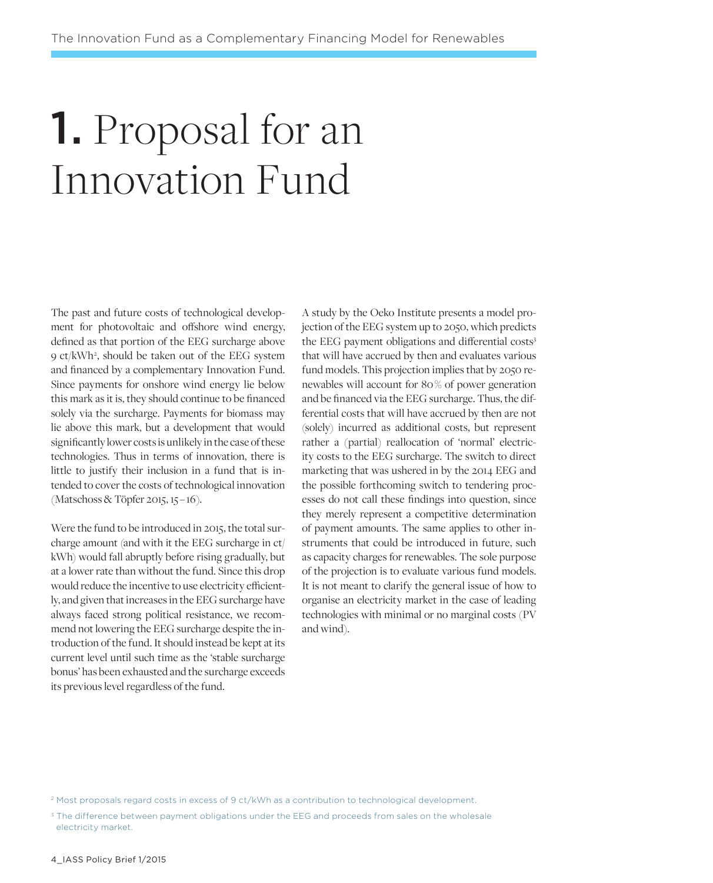# 1. Proposal for an Innovation Fund

The past and future costs of technological development for photovoltaic and offshore wind energy, defined as that portion of the EEG surcharge above 9 ct/kWh[2], should be taken out of the EEG system and financed by a complementary Innovation Fund. Since payments for onshore wind energy lie below this mark as it is, they should continue to be financed solely via the surcharge. Payments for biomass may lie above this mark, but a development that would significantly lower costs is unlikely in the case of these technologies. Thus in terms of innovation, there is little to justify their inclusion in a fund that is intended to cover the costs of technological innovation (Matschoss & Töpfer 2015, 15–16).

Were the fund to be introduced in 2015, the total surcharge amount (and with it the EEG surcharge in ct/kWh) would fall abruptly before rising gradually, but at a lower rate than without the fund. Since this drop would reduce the incentive to use electricity efficiently, and given that increases in the EEG surcharge have always faced strong political resistance, we recommend not lowering the EEG surcharge despite the introduction of the fund. It should instead be kept at its current level until such time as the 'stable surcharge bonus' has been exhausted and the surcharge exceeds its previous level regardless of the fund.

A study by the Oeko Institute presents a model projection of the EEG system up to 2050, which predicts the EEG payment obligations and differential costs[3] that will have accrued by then and evaluates various fund models. This projection implies that by 2050 renewables will account for 80% of power generation and be financed via the EEG surcharge. Thus, the differential costs that will have accrued by then are not (solely) incurred as additional costs, but represent rather a (partial) reallocation of 'normal' electricity costs to the EEG surcharge. The switch to direct marketing that was ushered in by the 2014 EEG and the possible forthcoming switch to tendering processes do not call these findings into question, since they merely represent a competitive determination of payment amounts. The same applies to other instruments that could be introduced in future, such as capacity charges for renewables. The sole purpose of the projection is to evaluate various fund models. It is not meant to clarify the general issue of how to organise an electricity market in the case of leading technologies with minimal or no marginal costs (PV and wind).

[2] Most proposals regard costs in excess of 9 ct/kWh as a contribution to technological development.

[3] The difference between payment obligations under the EEG and proceeds from sales on the wholesale electricity market.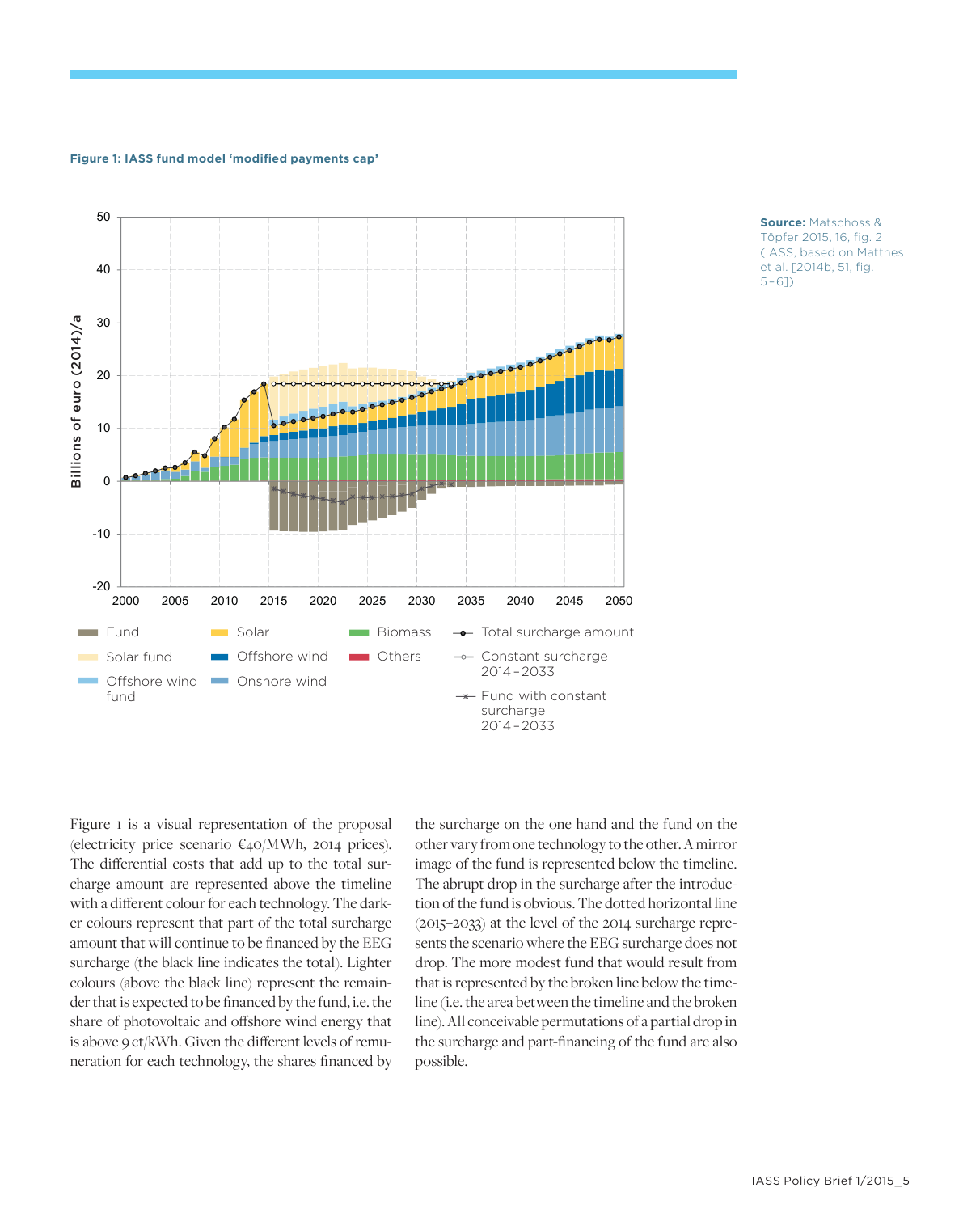**Figure 1: IASS fund model 'modified payments cap'**

**Source:** Matschoss & Töpfer 2015, 16, fig. 2 (IASS, based on Matthes et al. [2014b, 51, fig. 5–6])

Figure 1 is a visual representation of the proposal (electricity price scenario €40/MWh, 2014 prices). The differential costs that add up to the total surcharge amount are represented above the timeline with a different colour for each technology. The darker colours represent that part of the total surcharge amount that will continue to be financed by the EEG surcharge (the black line indicates the total). Lighter colours (above the black line) represent the remainder that is expected to be financed by the fund, i.e. the share of photovoltaic and offshore wind energy that is above 9 ct/kWh. Given the different levels of remuneration for each technology, the shares financed by the surcharge on the one hand and the fund on the other vary from one technology to the other. A mirror image of the fund is represented below the timeline. The abrupt drop in the surcharge after the introduction of the fund is obvious. The dotted horizontal line (2015–2033) at the level of the 2014 surcharge represents the scenario where the EEG surcharge does not drop. The more modest fund that would result from that is represented by the broken line below the timeline (i.e. the area between the timeline and the broken line). All conceivable permutations of a partial drop in the surcharge and part-financing of the fund are also possible.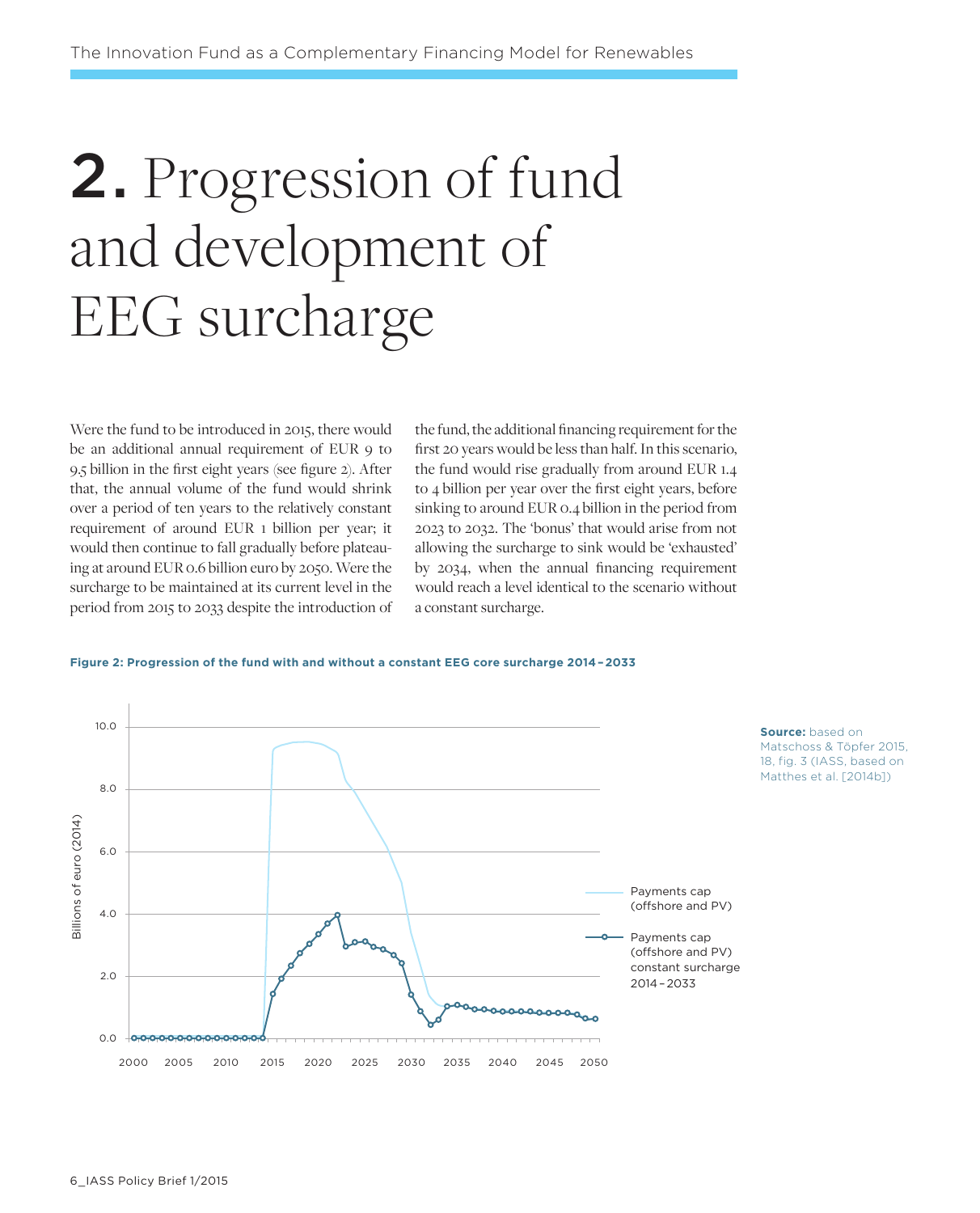# 2. Progression of fund and development of EEG surcharge

Were the fund to be introduced in 2015, there would be an additional annual requirement of EUR 9 to 9.5 billion in the first eight years (see figure 2). After that, the annual volume of the fund would shrink over a period of ten years to the relatively constant requirement of around EUR 1 billion per year; it would then continue to fall gradually before plateauing at around EUR 0.6 billion euro by 2050. Were the surcharge to be maintained at its current level in the period from 2015 to 2033 despite the introduction of the fund, the additional financing requirement for the first 20 years would be less than half. In this scenario, the fund would rise gradually from around EUR 1.4 to 4 billion per year over the first eight years, before sinking to around EUR 0.4 billion in the period from 2023 to 2032. The 'bonus' that would arise from not allowing the surcharge to sink would be 'exhausted' by 2034, when the annual financing requirement would reach a level identical to the scenario without a constant surcharge.

**Figure 2: Progression of the fund with and without a constant EEG core surcharge 2014 – 2033**

**Source:** based on Matschoss & Töpfer 2015, 18, fig. 3 (IASS, based on Matthes et al. [2014b])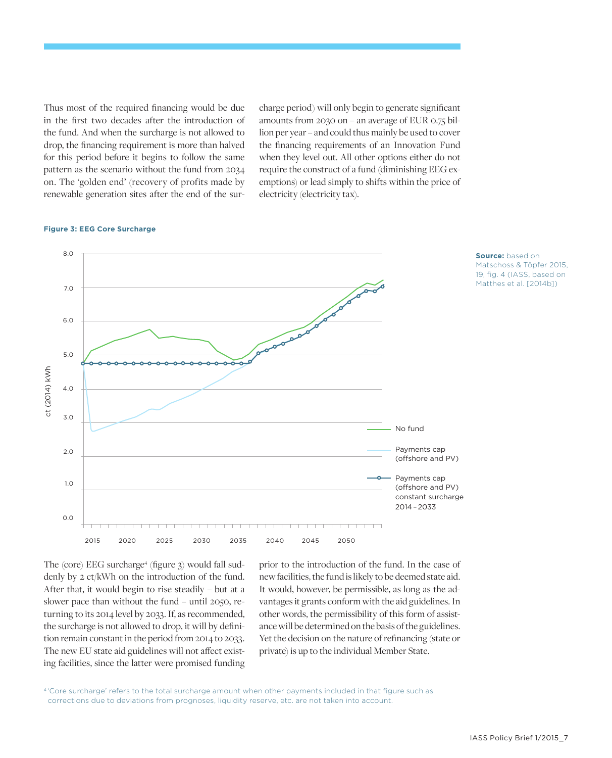Thus most of the required financing would be due in the first two decades after the introduction of the fund. And when the surcharge is not allowed to drop, the financing requirement is more than halved for this period before it begins to follow the same pattern as the scenario without the fund from 2034 on. The 'golden end' (recovery of profits made by renewable generation sites after the end of the surcharge period) will only begin to generate significant amounts from 2030 on – an average of EUR 0.75 billion per year – and could thus mainly be used to cover the financing requirements of an Innovation Fund when they level out. All other options either do not require the construct of a fund (diminishing EEG exemptions) or lead simply to shifts within the price of electricity (electricity tax).

**Figure 3: EEG Core Surcharge**

**Source:** based on Matschoss & Töpfer 2015, 19, fig. 4 (IASS, based on Matthes et al. [2014b])

The (core) EEG surcharge[4] (figure 3) would fall suddenly by 2 ct/kWh on the introduction of the fund. After that, it would begin to rise steadily – but at a slower pace than without the fund – until 2050, returning to its 2014 level by 2033. If, as recommended, the surcharge is not allowed to drop, it will by definition remain constant in the period from 2014 to 2033. The new EU state aid guidelines will not affect existing facilities, since the latter were promised funding prior to the introduction of the fund. In the case of new facilities, the fund is likely to be deemed state aid. It would, however, be permissible, as long as the advantages it grants conform with the aid guidelines. In other words, the permissibility of this form of assistance will be determined on the basis of the guidelines. Yet the decision on the nature of refinancing (state or private) is up to the individual Member State.

[4] 'Core surcharge' refers to the total surcharge amount when other payments included in that figure such as corrections due to deviations from prognoses, liquidity reserve, etc. are not taken into account.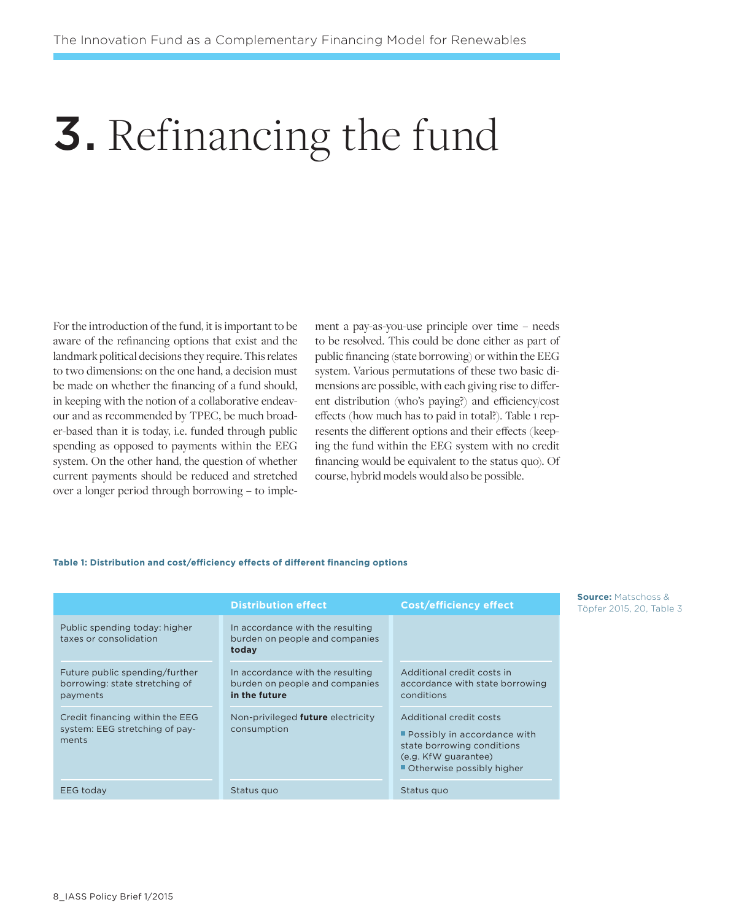# 3. Refinancing the fund

For the introduction of the fund, it is important to be aware of the refinancing options that exist and the landmark political decisions they require. This relates to two dimensions: on the one hand, a decision must be made on whether the financing of a fund should, in keeping with the notion of a collaborative endeavour and as recommended by TPEC, be much broader-based than it is today, i.e. funded through public spending as opposed to payments within the EEG system. On the other hand, the question of whether current payments should be reduced and stretched over a longer period through borrowing – to implement a pay-as-you-use principle over time – needs to be resolved. This could be done either as part of public financing (state borrowing) or within the EEG system. Various permutations of these two basic dimensions are possible, with each giving rise to different distribution (who's paying?) and efficiency/cost effects (how much has to paid in total?). Table 1 represents the different options and their effects (keeping the fund within the EEG system with no credit financing would be equivalent to the status quo). Of course, hybrid models would also be possible.

**Table 1: Distribution and cost/efficiency effects of different financing options**

| | Distribution effect | Cost/efficiency effect |
|---|---|---|
| Public spending today: higher taxes or consolidation | In accordance with the resulting burden on people and companies **today** | |
| Future public spending/further borrowing: state stretching of payments | In accordance with the resulting burden on people and companies **in the future** | Additional credit costs in accordance with state borrowing conditions |
| Credit financing within the EEG system: EEG stretching of payments | Non-privileged **future** electricity consumption | Additional credit costs<br>▪ Possibly in accordance with state borrowing conditions (e.g. KfW guarantee)<br>▪ Otherwise possibly higher |
| EEG today | Status quo | Status quo |

**Source:** Matschoss & Töpfer 2015, 20, Table 3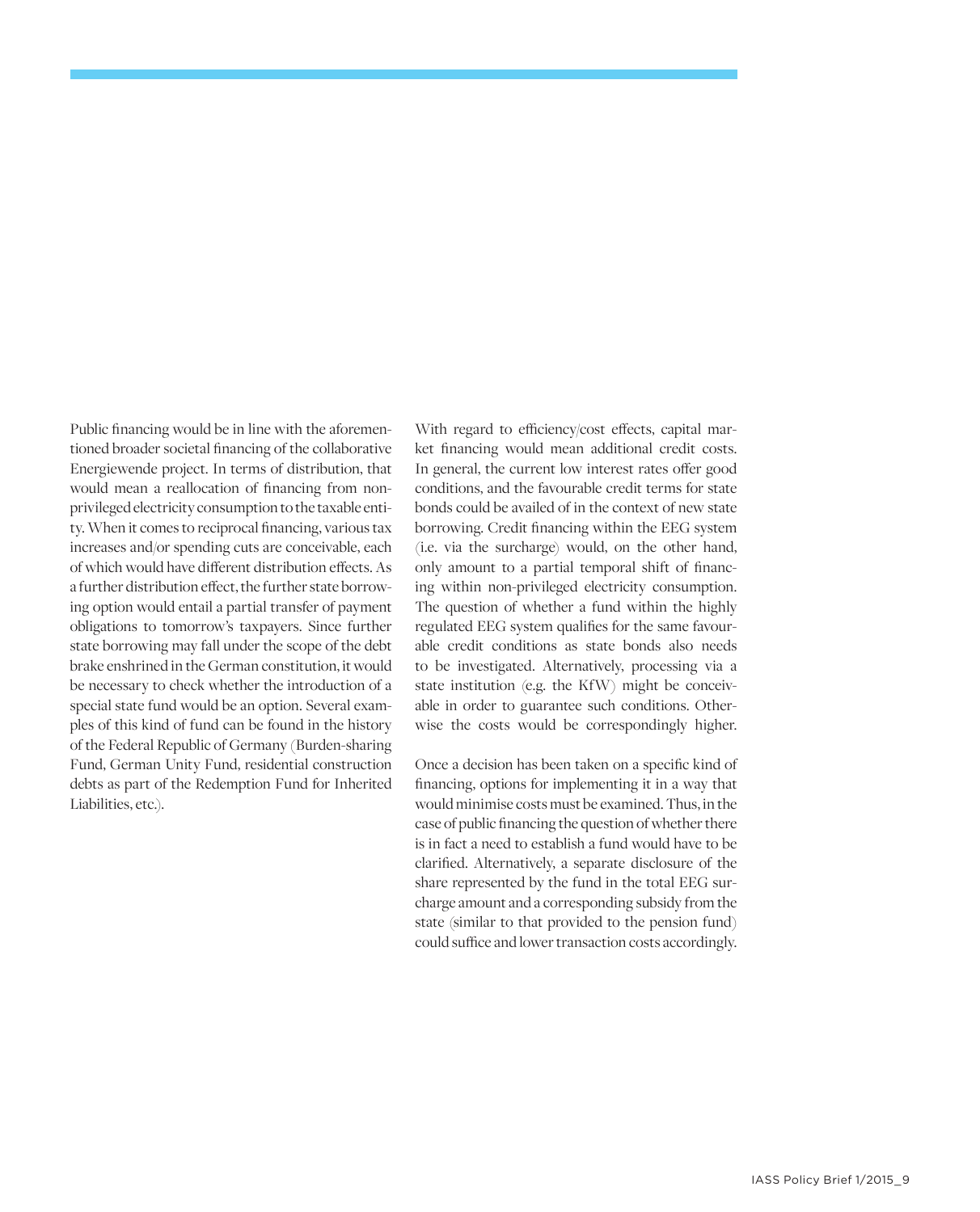Public financing would be in line with the aforementioned broader societal financing of the collaborative Energiewende project. In terms of distribution, that would mean a reallocation of financing from non-privileged electricity consumption to the taxable entity. When it comes to reciprocal financing, various tax increases and/or spending cuts are conceivable, each of which would have different distribution effects. As a further distribution effect, the further state borrowing option would entail a partial transfer of payment obligations to tomorrow's taxpayers. Since further state borrowing may fall under the scope of the debt brake enshrined in the German constitution, it would be necessary to check whether the introduction of a special state fund would be an option. Several examples of this kind of fund can be found in the history of the Federal Republic of Germany (Burden-sharing Fund, German Unity Fund, residential construction debts as part of the Redemption Fund for Inherited Liabilities, etc.).

With regard to efficiency/cost effects, capital market financing would mean additional credit costs. In general, the current low interest rates offer good conditions, and the favourable credit terms for state bonds could be availed of in the context of new state borrowing. Credit financing within the EEG system (i.e. via the surcharge) would, on the other hand, only amount to a partial temporal shift of financing within non-privileged electricity consumption. The question of whether a fund within the highly regulated EEG system qualifies for the same favourable credit conditions as state bonds also needs to be investigated. Alternatively, processing via a state institution (e.g. the KfW) might be conceivable in order to guarantee such conditions. Otherwise the costs would be correspondingly higher.

Once a decision has been taken on a specific kind of financing, options for implementing it in a way that would minimise costs must be examined. Thus, in the case of public financing the question of whether there is in fact a need to establish a fund would have to be clarified. Alternatively, a separate disclosure of the share represented by the fund in the total EEG surcharge amount and a corresponding subsidy from the state (similar to that provided to the pension fund) could suffice and lower transaction costs accordingly.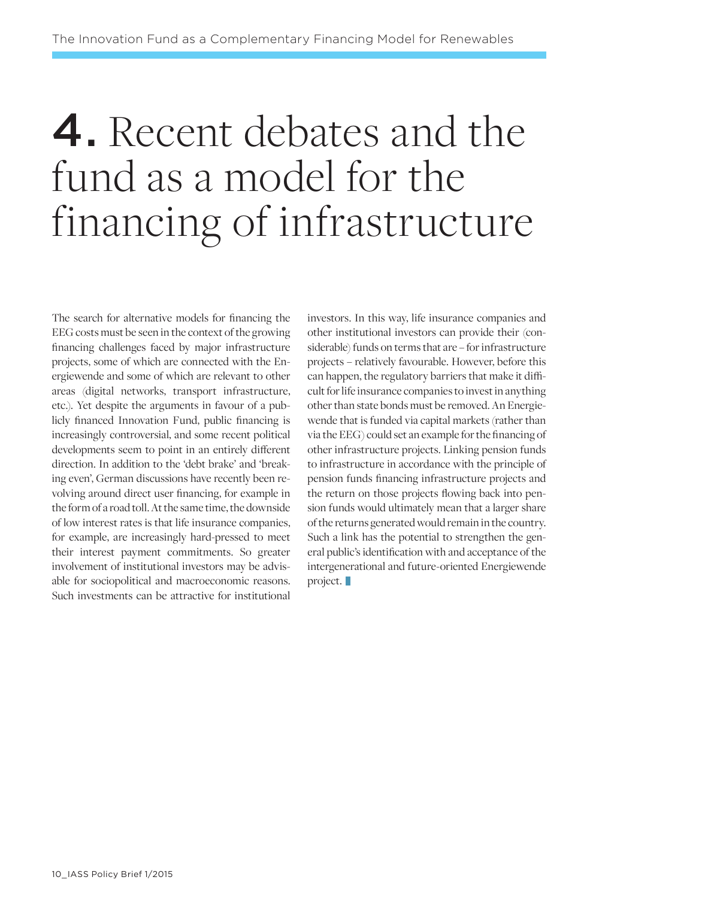# 4. Recent debates and the fund as a model for the financing of infrastructure

The search for alternative models for financing the EEG costs must be seen in the context of the growing financing challenges faced by major infrastructure projects, some of which are connected with the Energiewende and some of which are relevant to other areas (digital networks, transport infrastructure, etc.). Yet despite the arguments in favour of a publicly financed Innovation Fund, public financing is increasingly controversial, and some recent political developments seem to point in an entirely different direction. In addition to the 'debt brake' and 'breaking even', German discussions have recently been revolving around direct user financing, for example in the form of a road toll. At the same time, the downside of low interest rates is that life insurance companies, for example, are increasingly hard-pressed to meet their interest payment commitments. So greater involvement of institutional investors may be advisable for sociopolitical and macroeconomic reasons. Such investments can be attractive for institutional investors. In this way, life insurance companies and other institutional investors can provide their (considerable) funds on terms that are – for infrastructure projects – relatively favourable. However, before this can happen, the regulatory barriers that make it difficult for life insurance companies to invest in anything other than state bonds must be removed. An Energiewende that is funded via capital markets (rather than via the EEG) could set an example for the financing of other infrastructure projects. Linking pension funds to infrastructure in accordance with the principle of pension funds financing infrastructure projects and the return on those projects flowing back into pension funds would ultimately mean that a larger share of the returns generated would remain in the country. Such a link has the potential to strengthen the general public's identification with and acceptance of the intergenerational and future-oriented Energiewende project.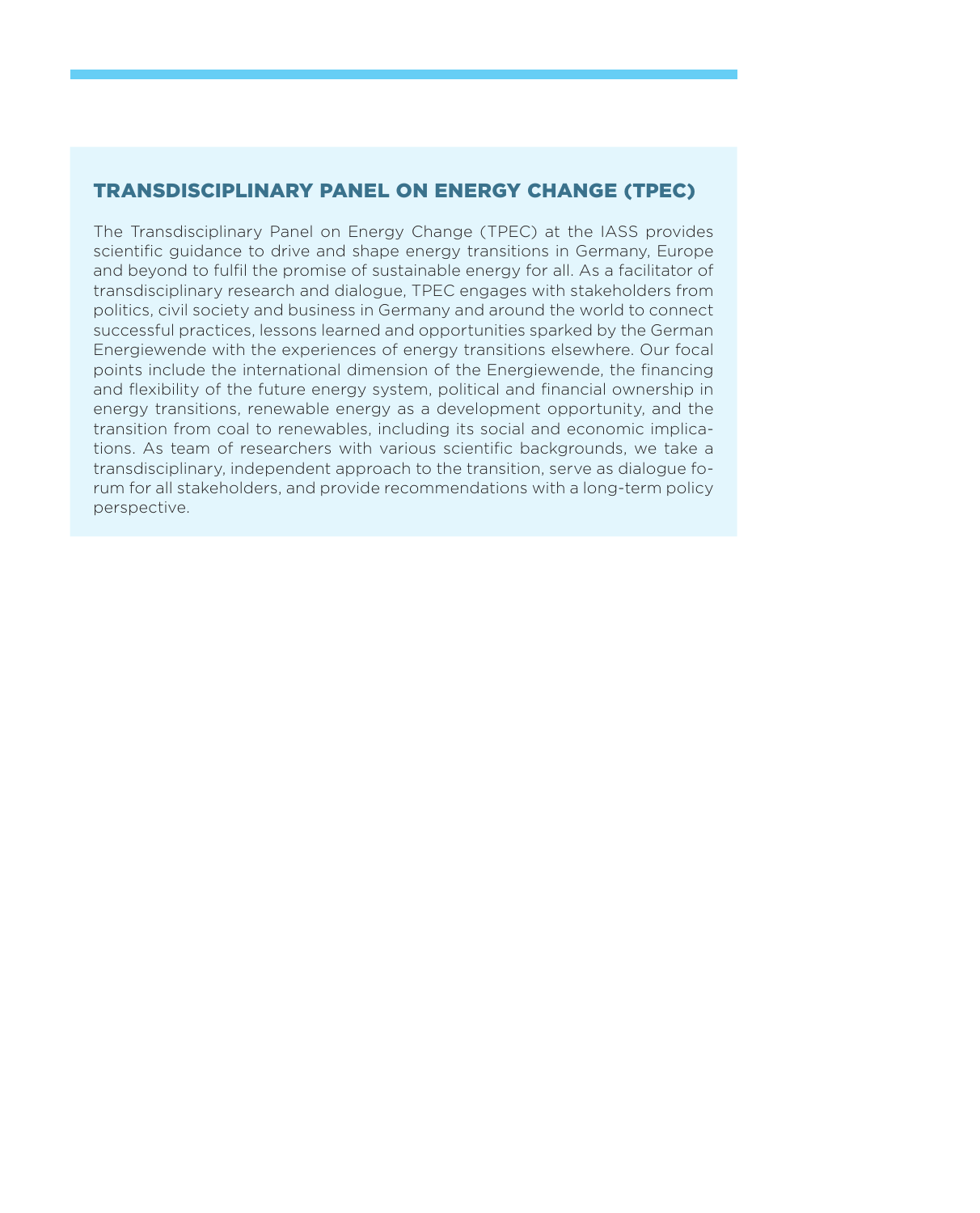## TRANSDISCIPLINARY PANEL ON ENERGY CHANGE (TPEC)

The Transdisciplinary Panel on Energy Change (TPEC) at the IASS provides scientific guidance to drive and shape energy transitions in Germany, Europe and beyond to fulfil the promise of sustainable energy for all. As a facilitator of transdisciplinary research and dialogue, TPEC engages with stakeholders from politics, civil society and business in Germany and around the world to connect successful practices, lessons learned and opportunities sparked by the German Energiewende with the experiences of energy transitions elsewhere. Our focal points include the international dimension of the Energiewende, the financing and flexibility of the future energy system, political and financial ownership in energy transitions, renewable energy as a development opportunity, and the transition from coal to renewables, including its social and economic implications. As team of researchers with various scientific backgrounds, we take a transdisciplinary, independent approach to the transition, serve as dialogue forum for all stakeholders, and provide recommendations with a long-term policy perspective.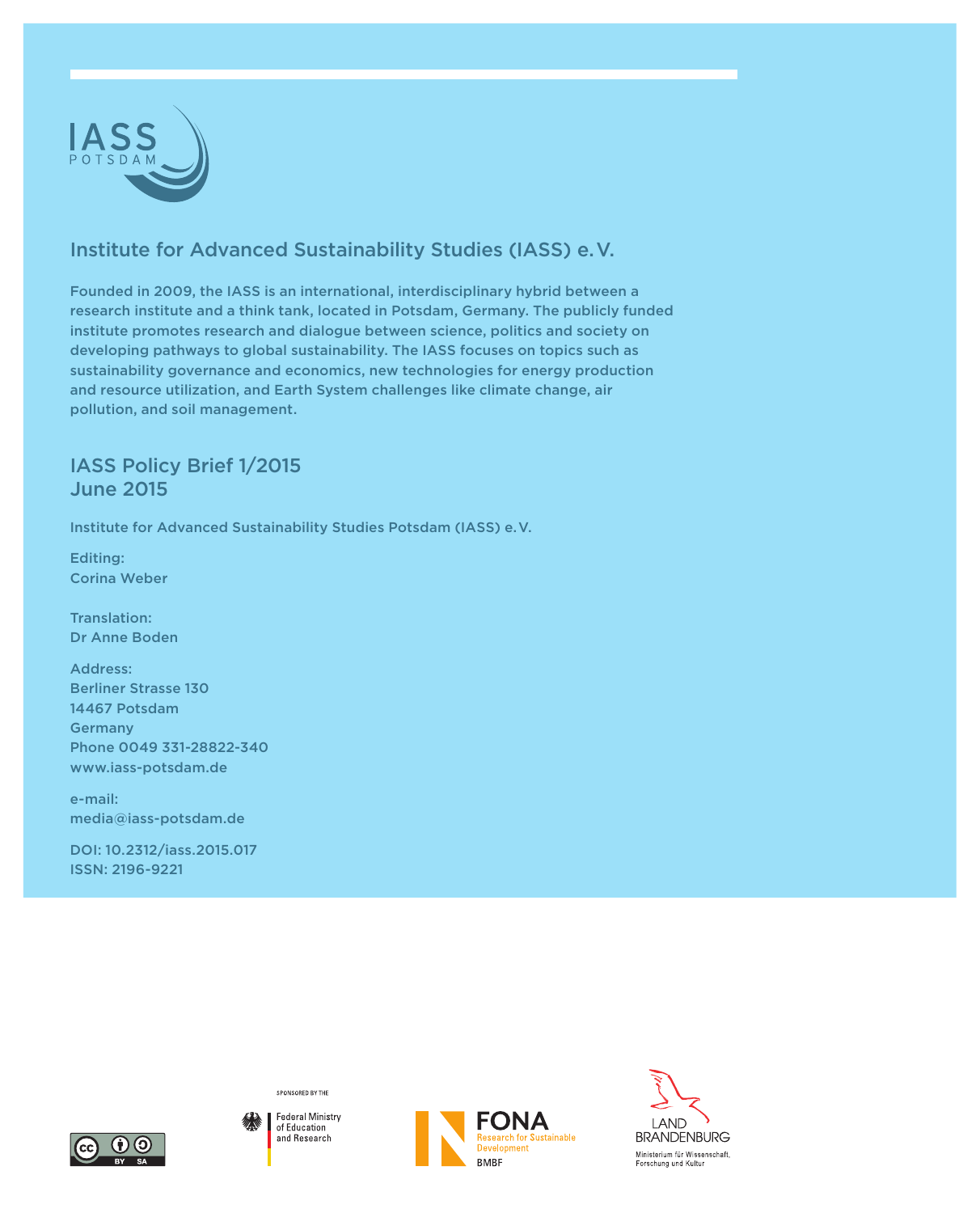IASS POTSDAM

## Institute for Advanced Sustainability Studies (IASS) e. V.

Founded in 2009, the IASS is an international, interdisciplinary hybrid between a research institute and a think tank, located in Potsdam, Germany. The publicly funded institute promotes research and dialogue between science, politics and society on developing pathways to global sustainability. The IASS focuses on topics such as sustainability governance and economics, new technologies for energy production and resource utilization, and Earth System challenges like climate change, air pollution, and soil management.

## IASS Policy Brief 1/2015
## June 2015

Institute for Advanced Sustainability Studies Potsdam (IASS) e. V.

Editing:
Corina Weber

Translation:
Dr Anne Boden

Address:
Berliner Strasse 130
14467 Potsdam
Germany
Phone 0049 331-28822-340
www.iass-potsdam.de

e-mail:
media@iass-potsdam.de

DOI: 10.2312/iass.2015.017
ISSN: 2196-9221

SPONSORED BY THE

Federal Ministry of Education and Research

FONA Research for Sustainable Development BMBF

LAND BRANDENBURG
Ministerium für Wissenschaft, Forschung und Kultur